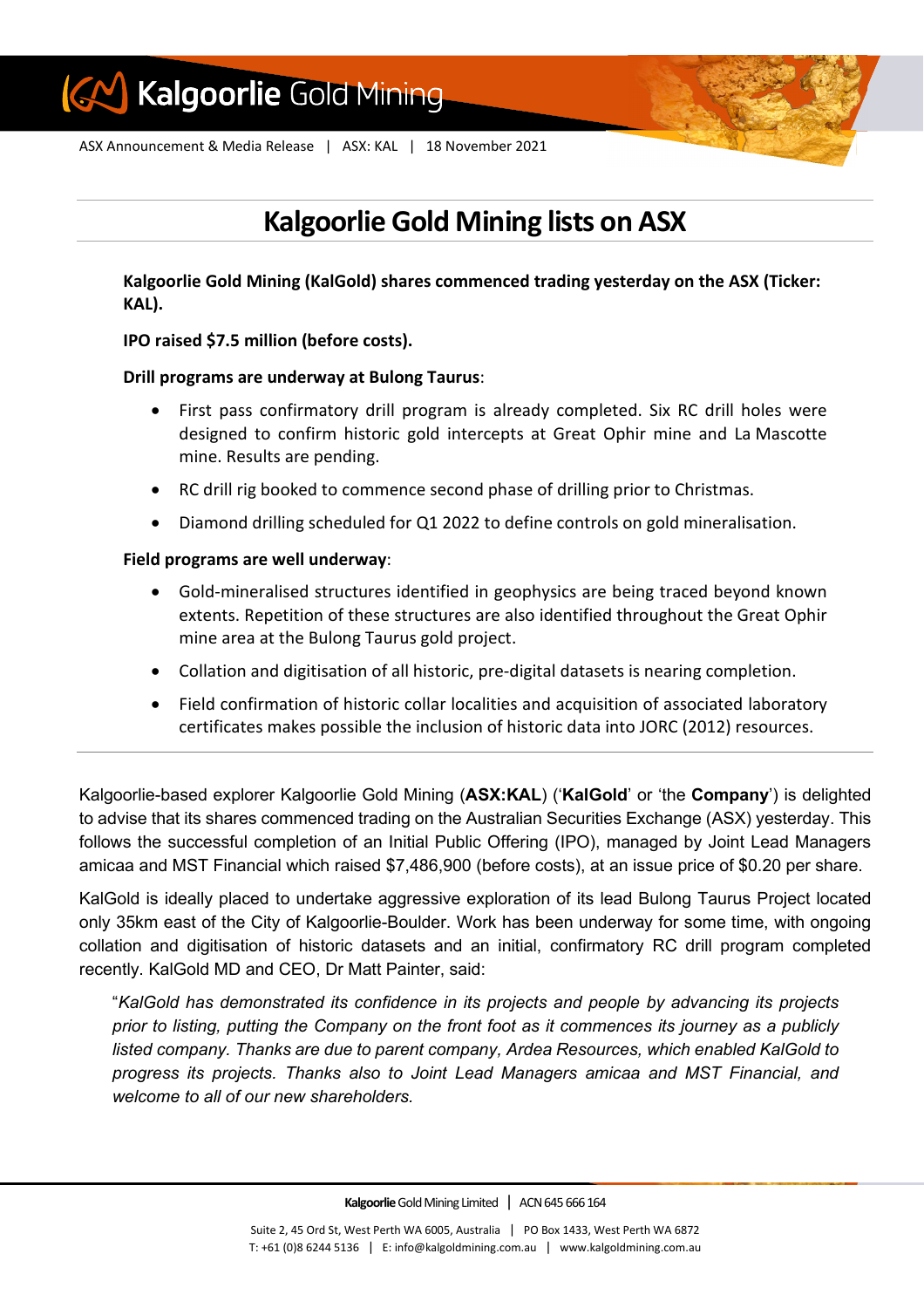Kalgoorlie Gold Mining

ASX Announcement & Media Release | ASX: KAL | 18 November 2021

# Kalgoorlie Gold Mining lists on ASX

**Kalgoorlie Gold Mining (KalGold) shares commenced trading yesterday on the ASX (Ticker: KAL).**

**IPO raised $7.5 million (before costs).**

**Drill programs are underway at Bulong Taurus**:

- First pass confirmatory drill program is already completed. Six RC drill holes were designed to confirm historic gold intercepts at Great Ophir mine and La Mascotte mine. Results are pending.
- RC drill rig booked to commence second phase of drilling prior to Christmas.
- Diamond drilling scheduled for Q1 2022 to define controls on gold mineralisation.

**Field programs are well underway**:

- Gold-mineralised structures identified in geophysics are being traced beyond known extents. Repetition of these structures are also identified throughout the Great Ophir mine area at the Bulong Taurus gold project.
- Collation and digitisation of all historic, pre-digital datasets is nearing completion.
- Field confirmation of historic collar localities and acquisition of associated laboratory certificates makes possible the inclusion of historic data into JORC (2012) resources.

---

Kalgoorlie-based explorer Kalgoorlie Gold Mining (**ASX:KAL**) ('**KalGold**' or 'the **Company**') is delighted to advise that its shares commenced trading on the Australian Securities Exchange (ASX) yesterday. This follows the successful completion of an Initial Public Offering (IPO), managed by Joint Lead Managers amicaa and MST Financial which raised $7,486,900 (before costs), at an issue price of $0.20 per share.

KalGold is ideally placed to undertake aggressive exploration of its lead Bulong Taurus Project located only 35km east of the City of Kalgoorlie-Boulder. Work has been underway for some time, with ongoing collation and digitisation of historic datasets and an initial, confirmatory RC drill program completed recently. KalGold MD and CEO, Dr Matt Painter, said:

> "*KalGold has demonstrated its confidence in its projects and people by advancing its projects prior to listing, putting the Company on the front foot as it commences its journey as a publicly listed company. Thanks are due to parent company, Ardea Resources, which enabled KalGold to progress its projects. Thanks also to Joint Lead Managers amicaa and MST Financial, and welcome to all of our new shareholders.*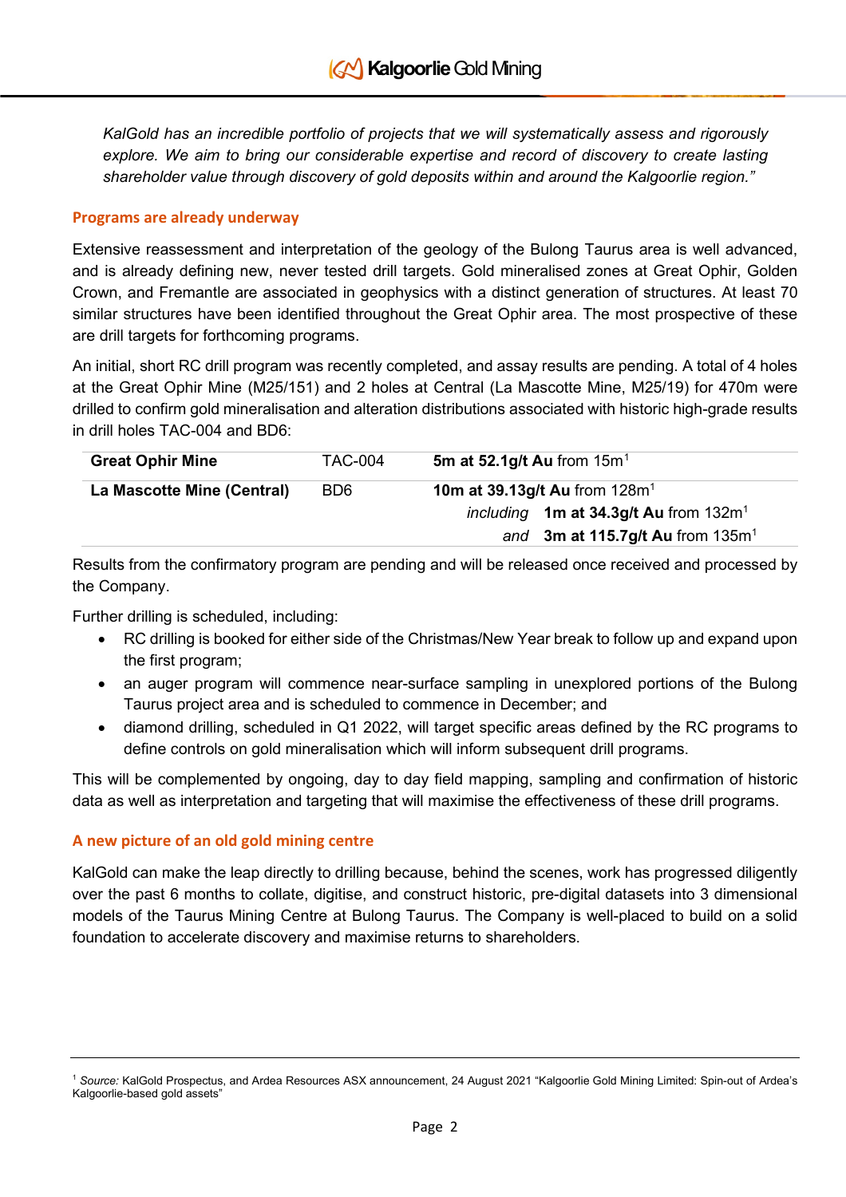*KalGold has an incredible portfolio of projects that we will systematically assess and rigorously explore. We aim to bring our considerable expertise and record of discovery to create lasting shareholder value through discovery of gold deposits within and around the Kalgoorlie region."*

### Programs are already underway

Extensive reassessment and interpretation of the geology of the Bulong Taurus area is well advanced, and is already defining new, never tested drill targets. Gold mineralised zones at Great Ophir, Golden Crown, and Fremantle are associated in geophysics with a distinct generation of structures. At least 70 similar structures have been identified throughout the Great Ophir area. The most prospective of these are drill targets for forthcoming programs.

An initial, short RC drill program was recently completed, and assay results are pending. A total of 4 holes at the Great Ophir Mine (M25/151) and 2 holes at Central (La Mascotte Mine, M25/19) for 470m were drilled to confirm gold mineralisation and alteration distributions associated with historic high-grade results in drill holes TAC-004 and BD6:

| | | |
|---|---|---|
| **Great Ophir Mine** | TAC-004 | **5m at 52.1g/t Au** from 15m[1] |
| **La Mascotte Mine (Central)** | BD6 | **10m at 39.13g/t Au** from 128m[1] |
| | | *including* **1m at 34.3g/t Au** from 132m[1] |
| | | *and* **3m at 115.7g/t Au** from 135m[1] |

Results from the confirmatory program are pending and will be released once received and processed by the Company.

Further drilling is scheduled, including:

- RC drilling is booked for either side of the Christmas/New Year break to follow up and expand upon the first program;
- an auger program will commence near-surface sampling in unexplored portions of the Bulong Taurus project area and is scheduled to commence in December; and
- diamond drilling, scheduled in Q1 2022, will target specific areas defined by the RC programs to define controls on gold mineralisation which will inform subsequent drill programs.

This will be complemented by ongoing, day to day field mapping, sampling and confirmation of historic data as well as interpretation and targeting that will maximise the effectiveness of these drill programs.

### A new picture of an old gold mining centre

KalGold can make the leap directly to drilling because, behind the scenes, work has progressed diligently over the past 6 months to collate, digitise, and construct historic, pre-digital datasets into 3 dimensional models of the Taurus Mining Centre at Bulong Taurus. The Company is well-placed to build on a solid foundation to accelerate discovery and maximise returns to shareholders.

---

[1] *Source:* KalGold Prospectus, and Ardea Resources ASX announcement, 24 August 2021 "Kalgoorlie Gold Mining Limited: Spin-out of Ardea's Kalgoorlie-based gold assets"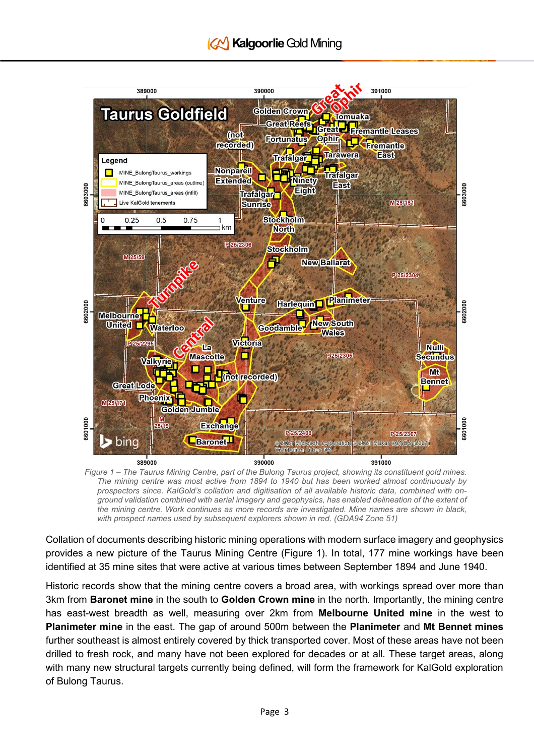*Figure 1 – The Taurus Mining Centre, part of the Bulong Taurus project, showing its constituent gold mines. The mining centre was most active from 1894 to 1940 but has been worked almost continuously by prospectors since. KalGold's collation and digitisation of all available historic data, combined with on-ground validation combined with aerial imagery and geophysics, has enabled delineation of the extent of the mining centre. Work continues as more records are investigated. Mine names are shown in black, with prospect names used by subsequent explorers shown in red. (GDA94 Zone 51)*

Collation of documents describing historic mining operations with modern surface imagery and geophysics provides a new picture of the Taurus Mining Centre (Figure 1). In total, 177 mine workings have been identified at 35 mine sites that were active at various times between September 1894 and June 1940.

Historic records show that the mining centre covers a broad area, with workings spread over more than 3km from **Baronet mine** in the south to **Golden Crown mine** in the north. Importantly, the mining centre has east-west breadth as well, measuring over 2km from **Melbourne United mine** in the west to **Planimeter mine** in the east. The gap of around 500m between the **Planimeter** and **Mt Bennet mines** further southeast is almost entirely covered by thick transported cover. Most of these areas have not been drilled to fresh rock, and many have not been explored for decades or at all. These target areas, along with many new structural targets currently being defined, will form the framework for KalGold exploration of Bulong Taurus.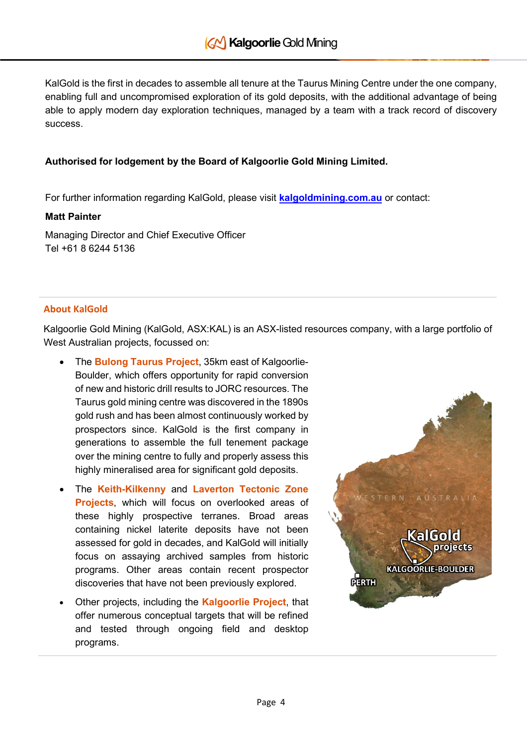KalGold is the first in decades to assemble all tenure at the Taurus Mining Centre under the one company, enabling full and uncompromised exploration of its gold deposits, with the additional advantage of being able to apply modern day exploration techniques, managed by a team with a track record of discovery success.

**Authorised for lodgement by the Board of Kalgoorlie Gold Mining Limited.**

For further information regarding KalGold, please visit **kalgoldmining.com.au** or contact:

**Matt Painter**

Managing Director and Chief Executive Officer
Tel +61 8 6244 5136

## About KalGold

Kalgoorlie Gold Mining (KalGold, ASX:KAL) is an ASX-listed resources company, with a large portfolio of West Australian projects, focussed on:

- The **Bulong Taurus Project**, 35km east of Kalgoorlie-Boulder, which offers opportunity for rapid conversion of new and historic drill results to JORC resources. The Taurus gold mining centre was discovered in the 1890s gold rush and has been almost continuously worked by prospectors since. KalGold is the first company in generations to assemble the full tenement package over the mining centre to fully and properly assess this highly mineralised area for significant gold deposits.
- The **Keith-Kilkenny** and **Laverton Tectonic Zone Projects**, which will focus on overlooked areas of these highly prospective terranes. Broad areas containing nickel laterite deposits have not been assessed for gold in decades, and KalGold will initially focus on assaying archived samples from historic programs. Other areas contain recent prospector discoveries that have not been previously explored.
- Other projects, including the **Kalgoorlie Project**, that offer numerous conceptual targets that will be refined and tested through ongoing field and desktop programs.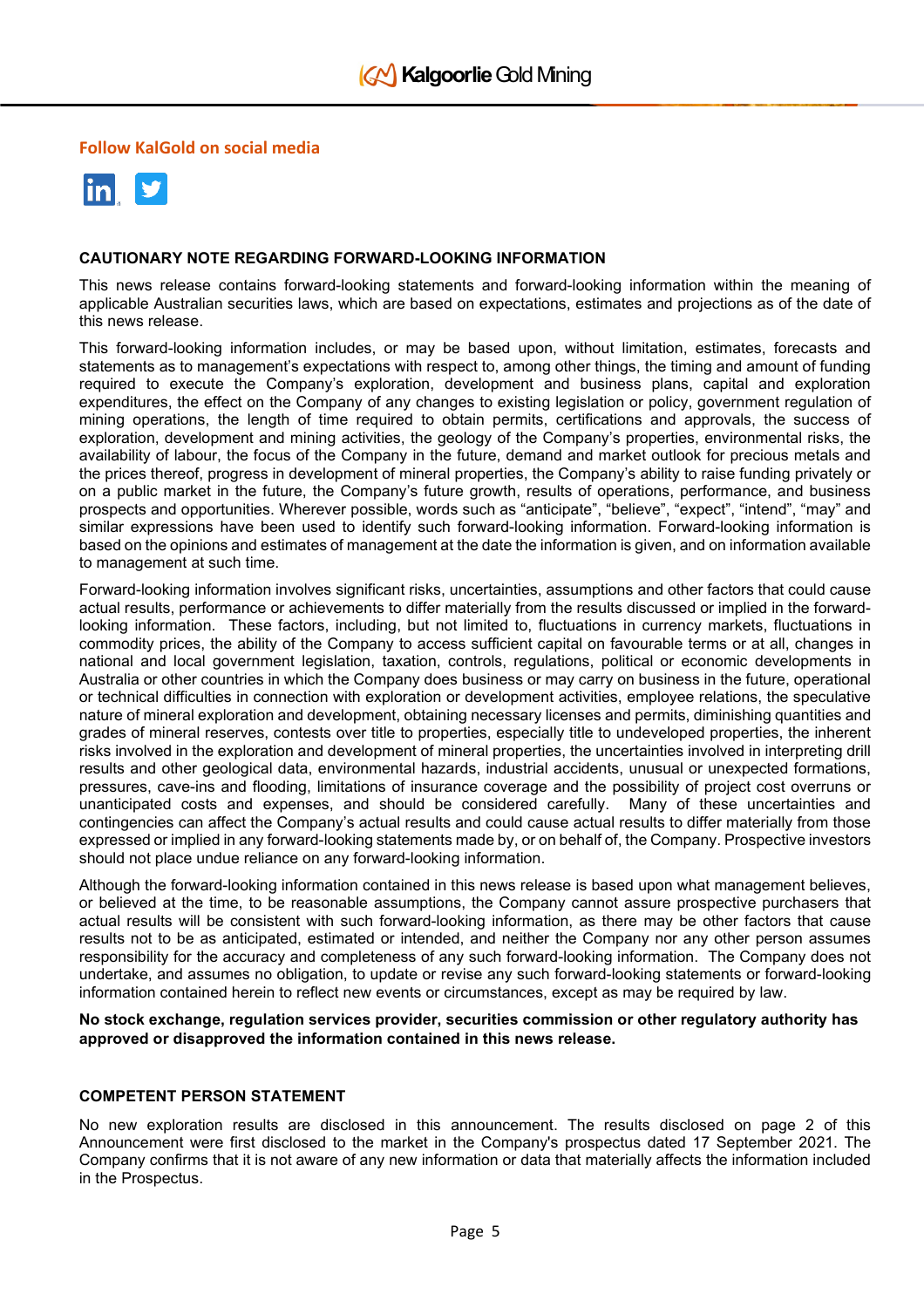**Follow KalGold on social media**

## CAUTIONARY NOTE REGARDING FORWARD-LOOKING INFORMATION

This news release contains forward-looking statements and forward-looking information within the meaning of applicable Australian securities laws, which are based on expectations, estimates and projections as of the date of this news release.

This forward-looking information includes, or may be based upon, without limitation, estimates, forecasts and statements as to management's expectations with respect to, among other things, the timing and amount of funding required to execute the Company's exploration, development and business plans, capital and exploration expenditures, the effect on the Company of any changes to existing legislation or policy, government regulation of mining operations, the length of time required to obtain permits, certifications and approvals, the success of exploration, development and mining activities, the geology of the Company's properties, environmental risks, the availability of labour, the focus of the Company in the future, demand and market outlook for precious metals and the prices thereof, progress in development of mineral properties, the Company's ability to raise funding privately or on a public market in the future, the Company's future growth, results of operations, performance, and business prospects and opportunities. Wherever possible, words such as "anticipate", "believe", "expect", "intend", "may" and similar expressions have been used to identify such forward-looking information. Forward-looking information is based on the opinions and estimates of management at the date the information is given, and on information available to management at such time.

Forward-looking information involves significant risks, uncertainties, assumptions and other factors that could cause actual results, performance or achievements to differ materially from the results discussed or implied in the forward-looking information. These factors, including, but not limited to, fluctuations in currency markets, fluctuations in commodity prices, the ability of the Company to access sufficient capital on favourable terms or at all, changes in national and local government legislation, taxation, controls, regulations, political or economic developments in Australia or other countries in which the Company does business or may carry on business in the future, operational or technical difficulties in connection with exploration or development activities, employee relations, the speculative nature of mineral exploration and development, obtaining necessary licenses and permits, diminishing quantities and grades of mineral reserves, contests over title to properties, especially title to undeveloped properties, the inherent risks involved in the exploration and development of mineral properties, the uncertainties involved in interpreting drill results and other geological data, environmental hazards, industrial accidents, unusual or unexpected formations, pressures, cave-ins and flooding, limitations of insurance coverage and the possibility of project cost overruns or unanticipated costs and expenses, and should be considered carefully. Many of these uncertainties and contingencies can affect the Company's actual results and could cause actual results to differ materially from those expressed or implied in any forward-looking statements made by, or on behalf of, the Company. Prospective investors should not place undue reliance on any forward-looking information.

Although the forward-looking information contained in this news release is based upon what management believes, or believed at the time, to be reasonable assumptions, the Company cannot assure prospective purchasers that actual results will be consistent with such forward-looking information, as there may be other factors that cause results not to be as anticipated, estimated or intended, and neither the Company nor any other person assumes responsibility for the accuracy and completeness of any such forward-looking information. The Company does not undertake, and assumes no obligation, to update or revise any such forward-looking statements or forward-looking information contained herein to reflect new events or circumstances, except as may be required by law.

**No stock exchange, regulation services provider, securities commission or other regulatory authority has approved or disapproved the information contained in this news release.**

## COMPETENT PERSON STATEMENT

No new exploration results are disclosed in this announcement. The results disclosed on page 2 of this Announcement were first disclosed to the market in the Company's prospectus dated 17 September 2021. The Company confirms that it is not aware of any new information or data that materially affects the information included in the Prospectus.